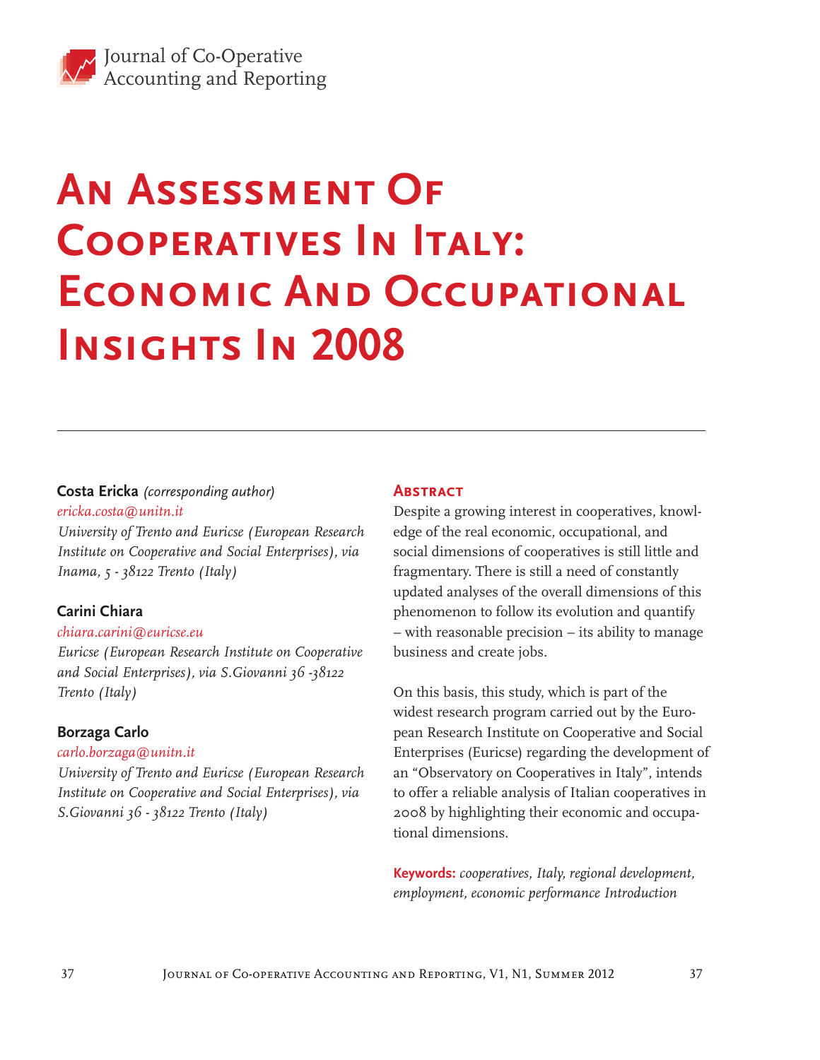# An Assessment Of Cooperatives In Italy: Economic And Occupational Insights In 2008

**Costa Ericka** *(corresponding author)*
*ericka.costa@unitn.it*
*University of Trento and Euricse (European Research Institute on Cooperative and Social Enterprises), via Inama, 5 - 38122 Trento (Italy)*

**Carini Chiara**
*chiara.carini@euricse.eu*
*Euricse (European Research Institute on Cooperative and Social Enterprises), via S.Giovanni 36 -38122 Trento (Italy)*

**Borzaga Carlo**
*carlo.borzaga@unitn.it*
*University of Trento and Euricse (European Research Institute on Cooperative and Social Enterprises), via S.Giovanni 36 - 38122 Trento (Italy)*

## Abstract

Despite a growing interest in cooperatives, knowledge of the real economic, occupational, and social dimensions of cooperatives is still little and fragmentary. There is still a need of constantly updated analyses of the overall dimensions of this phenomenon to follow its evolution and quantify – with reasonable precision – its ability to manage business and create jobs.

On this basis, this study, which is part of the widest research program carried out by the European Research Institute on Cooperative and Social Enterprises (Euricse) regarding the development of an "Observatory on Cooperatives in Italy", intends to offer a reliable analysis of Italian cooperatives in 2008 by highlighting their economic and occupational dimensions.

**Keywords:** *cooperatives, Italy, regional development, employment, economic performance Introduction*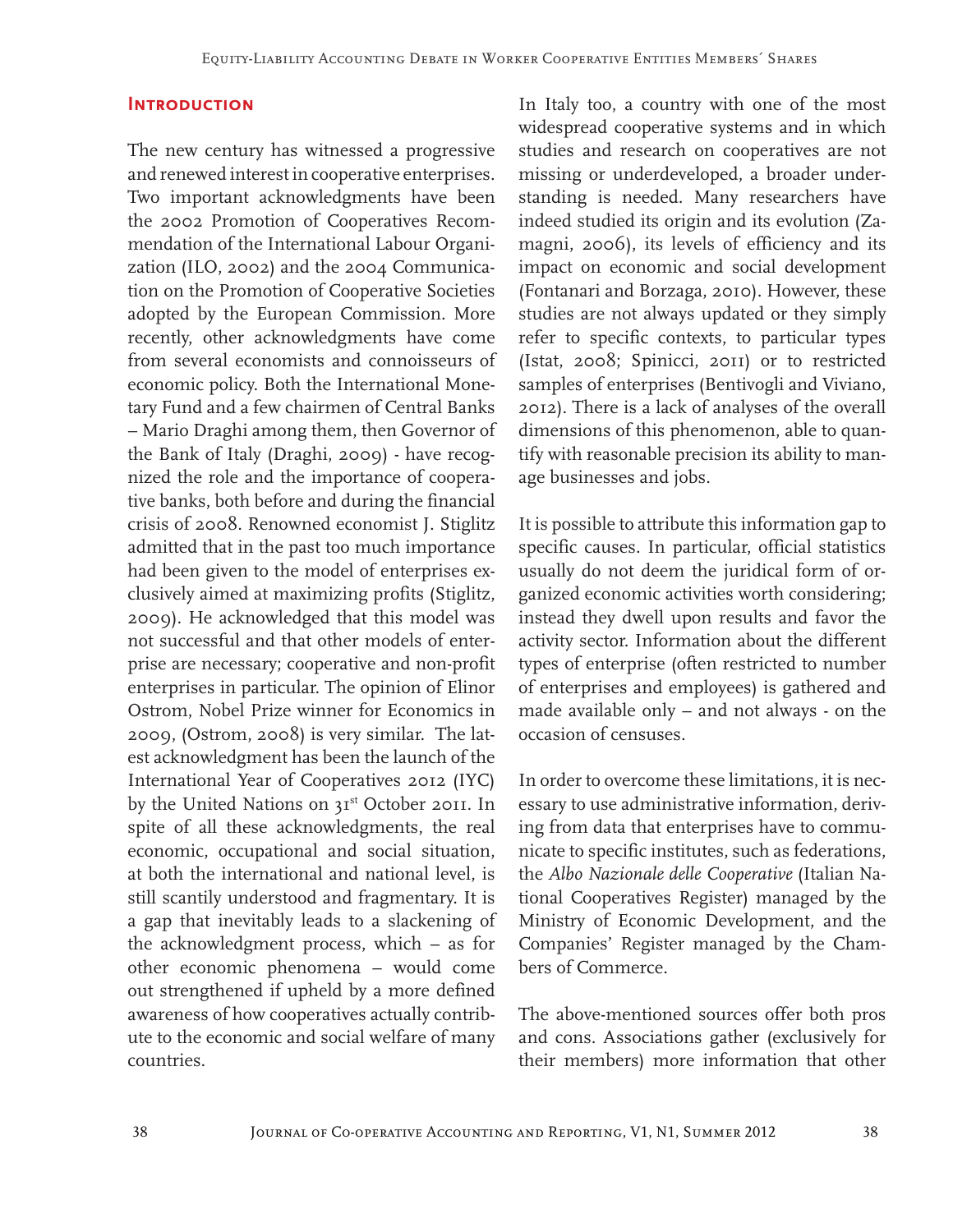## Introduction

The new century has witnessed a progressive and renewed interest in cooperative enterprises. Two important acknowledgments have been the 2002 Promotion of Cooperatives Recommendation of the International Labour Organization (ILO, 2002) and the 2004 Communication on the Promotion of Cooperative Societies adopted by the European Commission. More recently, other acknowledgments have come from several economists and connoisseurs of economic policy. Both the International Monetary Fund and a few chairmen of Central Banks – Mario Draghi among them, then Governor of the Bank of Italy (Draghi, 2009) - have recognized the role and the importance of cooperative banks, both before and during the financial crisis of 2008. Renowned economist J. Stiglitz admitted that in the past too much importance had been given to the model of enterprises exclusively aimed at maximizing profits (Stiglitz, 2009). He acknowledged that this model was not successful and that other models of enterprise are necessary; cooperative and non-profit enterprises in particular. The opinion of Elinor Ostrom, Nobel Prize winner for Economics in 2009, (Ostrom, 2008) is very similar. The latest acknowledgment has been the launch of the International Year of Cooperatives 2012 (IYC) by the United Nations on 31st October 2011. In spite of all these acknowledgments, the real economic, occupational and social situation, at both the international and national level, is still scantily understood and fragmentary. It is a gap that inevitably leads to a slackening of the acknowledgment process, which – as for other economic phenomena – would come out strengthened if upheld by a more defined awareness of how cooperatives actually contribute to the economic and social welfare of many countries.

In Italy too, a country with one of the most widespread cooperative systems and in which studies and research on cooperatives are not missing or underdeveloped, a broader understanding is needed. Many researchers have indeed studied its origin and its evolution (Zamagni, 2006), its levels of efficiency and its impact on economic and social development (Fontanari and Borzaga, 2010). However, these studies are not always updated or they simply refer to specific contexts, to particular types (Istat, 2008; Spinicci, 2011) or to restricted samples of enterprises (Bentivogli and Viviano, 2012). There is a lack of analyses of the overall dimensions of this phenomenon, able to quantify with reasonable precision its ability to manage businesses and jobs.

It is possible to attribute this information gap to specific causes. In particular, official statistics usually do not deem the juridical form of organized economic activities worth considering; instead they dwell upon results and favor the activity sector. Information about the different types of enterprise (often restricted to number of enterprises and employees) is gathered and made available only – and not always - on the occasion of censuses.

In order to overcome these limitations, it is necessary to use administrative information, deriving from data that enterprises have to communicate to specific institutes, such as federations, the *Albo Nazionale delle Cooperative* (Italian National Cooperatives Register) managed by the Ministry of Economic Development, and the Companies' Register managed by the Chambers of Commerce.

The above-mentioned sources offer both pros and cons. Associations gather (exclusively for their members) more information that other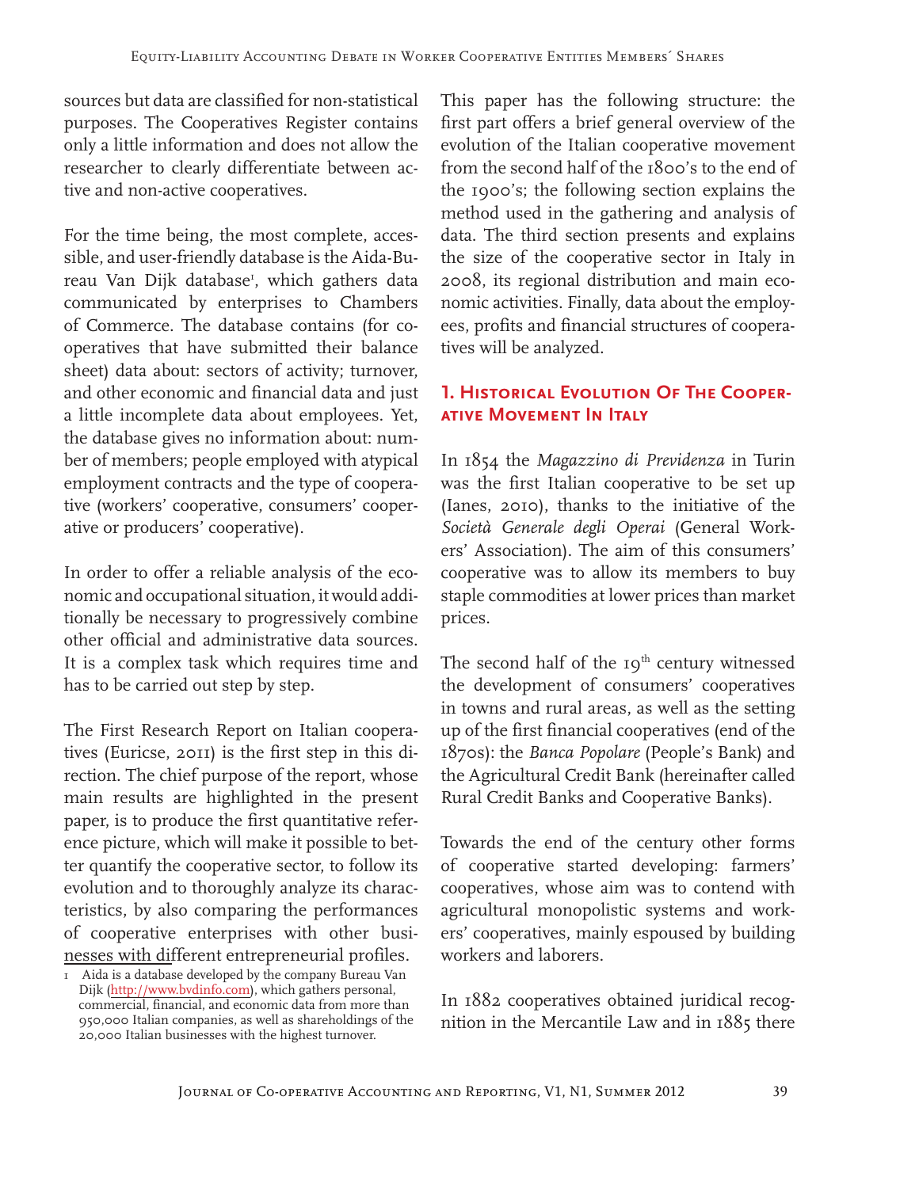sources but data are classified for non-statistical purposes. The Cooperatives Register contains only a little information and does not allow the researcher to clearly differentiate between active and non-active cooperatives.

For the time being, the most complete, accessible, and user-friendly database is the Aida-Bureau Van Dijk database[1], which gathers data communicated by enterprises to Chambers of Commerce. The database contains (for cooperatives that have submitted their balance sheet) data about: sectors of activity; turnover, and other economic and financial data and just a little incomplete data about employees. Yet, the database gives no information about: number of members; people employed with atypical employment contracts and the type of cooperative (workers' cooperative, consumers' cooperative or producers' cooperative).

In order to offer a reliable analysis of the economic and occupational situation, it would additionally be necessary to progressively combine other official and administrative data sources. It is a complex task which requires time and has to be carried out step by step.

The First Research Report on Italian cooperatives (Euricse, 2011) is the first step in this direction. The chief purpose of the report, whose main results are highlighted in the present paper, is to produce the first quantitative reference picture, which will make it possible to better quantify the cooperative sector, to follow its evolution and to thoroughly analyze its characteristics, by also comparing the performances of cooperative enterprises with other businesses with different entrepreneurial profiles.

This paper has the following structure: the first part offers a brief general overview of the evolution of the Italian cooperative movement from the second half of the 1800's to the end of the 1900's; the following section explains the method used in the gathering and analysis of data. The third section presents and explains the size of the cooperative sector in Italy in 2008, its regional distribution and main economic activities. Finally, data about the employees, profits and financial structures of cooperatives will be analyzed.

## 1. Historical Evolution Of The Cooperative Movement In Italy

In 1854 the *Magazzino di Previdenza* in Turin was the first Italian cooperative to be set up (Ianes, 2010), thanks to the initiative of the *Società Generale degli Operai* (General Workers' Association). The aim of this consumers' cooperative was to allow its members to buy staple commodities at lower prices than market prices.

The second half of the 19th century witnessed the development of consumers' cooperatives in towns and rural areas, as well as the setting up of the first financial cooperatives (end of the 1870s): the *Banca Popolare* (People's Bank) and the Agricultural Credit Bank (hereinafter called Rural Credit Banks and Cooperative Banks).

Towards the end of the century other forms of cooperative started developing: farmers' cooperatives, whose aim was to contend with agricultural monopolistic systems and workers' cooperatives, mainly espoused by building workers and laborers.

In 1882 cooperatives obtained juridical recognition in the Mercantile Law and in 1885 there

---

1 Aida is a database developed by the company Bureau Van Dijk (http://www.bvdinfo.com), which gathers personal, commercial, financial, and economic data from more than 950,000 Italian companies, as well as shareholdings of the 20,000 Italian businesses with the highest turnover.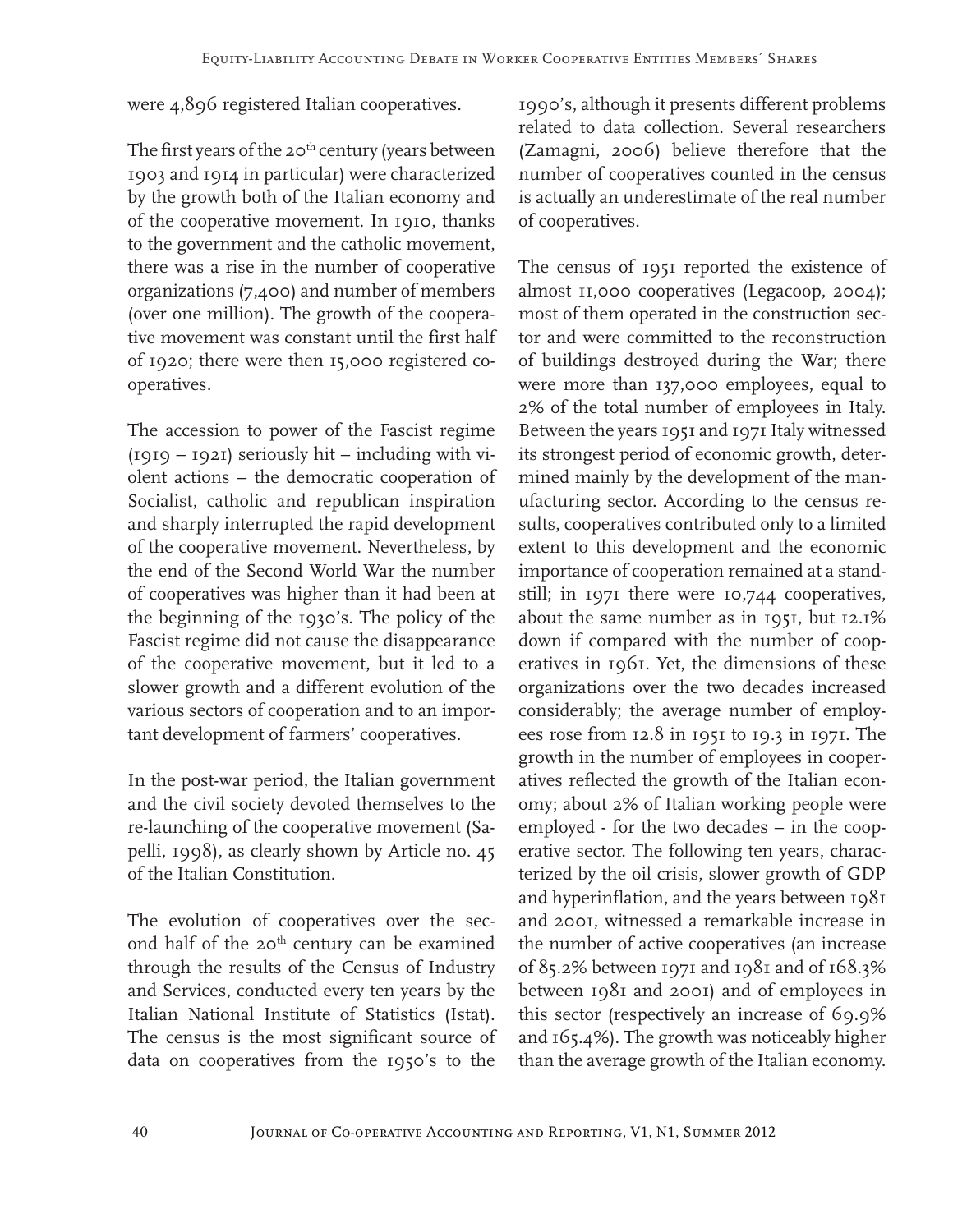were 4,896 registered Italian cooperatives.

The first years of the 20th century (years between 1903 and 1914 in particular) were characterized by the growth both of the Italian economy and of the cooperative movement. In 1910, thanks to the government and the catholic movement, there was a rise in the number of cooperative organizations (7,400) and number of members (over one million). The growth of the cooperative movement was constant until the first half of 1920; there were then 15,000 registered cooperatives.

The accession to power of the Fascist regime (1919 – 1921) seriously hit – including with violent actions – the democratic cooperation of Socialist, catholic and republican inspiration and sharply interrupted the rapid development of the cooperative movement. Nevertheless, by the end of the Second World War the number of cooperatives was higher than it had been at the beginning of the 1930's. The policy of the Fascist regime did not cause the disappearance of the cooperative movement, but it led to a slower growth and a different evolution of the various sectors of cooperation and to an important development of farmers' cooperatives.

In the post-war period, the Italian government and the civil society devoted themselves to the re-launching of the cooperative movement (Sapelli, 1998), as clearly shown by Article no. 45 of the Italian Constitution.

The evolution of cooperatives over the second half of the 20th century can be examined through the results of the Census of Industry and Services, conducted every ten years by the Italian National Institute of Statistics (Istat). The census is the most significant source of data on cooperatives from the 1950's to the 1990's, although it presents different problems related to data collection. Several researchers (Zamagni, 2006) believe therefore that the number of cooperatives counted in the census is actually an underestimate of the real number of cooperatives.

The census of 1951 reported the existence of almost 11,000 cooperatives (Legacoop, 2004); most of them operated in the construction sector and were committed to the reconstruction of buildings destroyed during the War; there were more than 137,000 employees, equal to 2% of the total number of employees in Italy. Between the years 1951 and 1971 Italy witnessed its strongest period of economic growth, determined mainly by the development of the manufacturing sector. According to the census results, cooperatives contributed only to a limited extent to this development and the economic importance of cooperation remained at a standstill; in 1971 there were 10,744 cooperatives, about the same number as in 1951, but 12.1% down if compared with the number of cooperatives in 1961. Yet, the dimensions of these organizations over the two decades increased considerably; the average number of employees rose from 12.8 in 1951 to 19.3 in 1971. The growth in the number of employees in cooperatives reflected the growth of the Italian economy; about 2% of Italian working people were employed - for the two decades – in the cooperative sector. The following ten years, characterized by the oil crisis, slower growth of GDP and hyperinflation, and the years between 1981 and 2001, witnessed a remarkable increase in the number of active cooperatives (an increase of 85.2% between 1971 and 1981 and of 168.3% between 1981 and 2001) and of employees in this sector (respectively an increase of 69.9% and 165.4%). The growth was noticeably higher than the average growth of the Italian economy.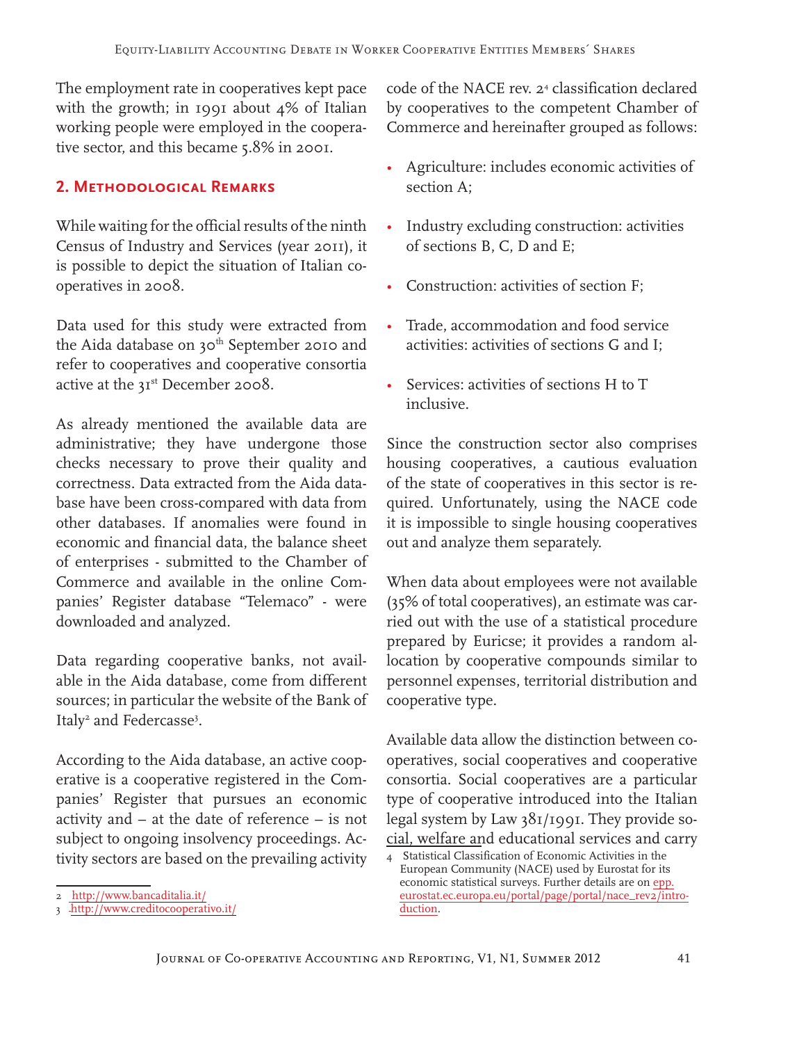The employment rate in cooperatives kept pace with the growth; in 1991 about 4% of Italian working people were employed in the cooperative sector, and this became 5.8% in 2001.

## 2. Methodological Remarks

While waiting for the official results of the ninth Census of Industry and Services (year 2011), it is possible to depict the situation of Italian cooperatives in 2008.

Data used for this study were extracted from the Aida database on 30th September 2010 and refer to cooperatives and cooperative consortia active at the 31st December 2008.

As already mentioned the available data are administrative; they have undergone those checks necessary to prove their quality and correctness. Data extracted from the Aida database have been cross-compared with data from other databases. If anomalies were found in economic and financial data, the balance sheet of enterprises - submitted to the Chamber of Commerce and available in the online Companies' Register database "Telemaco" - were downloaded and analyzed.

Data regarding cooperative banks, not available in the Aida database, come from different sources; in particular the website of the Bank of Italy[2] and Federcasse[3].

According to the Aida database, an active cooperative is a cooperative registered in the Companies' Register that pursues an economic activity and – at the date of reference – is not subject to ongoing insolvency proceedings. Activity sectors are based on the prevailing activity code of the NACE rev. 2[4] classification declared by cooperatives to the competent Chamber of Commerce and hereinafter grouped as follows:

- Agriculture: includes economic activities of section A;
- Industry excluding construction: activities of sections B, C, D and E;
- Construction: activities of section F;
- Trade, accommodation and food service activities: activities of sections G and I;
- Services: activities of sections H to T inclusive.

Since the construction sector also comprises housing cooperatives, a cautious evaluation of the state of cooperatives in this sector is required. Unfortunately, using the NACE code it is impossible to single housing cooperatives out and analyze them separately.

When data about employees were not available (35% of total cooperatives), an estimate was carried out with the use of a statistical procedure prepared by Euricse; it provides a random allocation by cooperative compounds similar to personnel expenses, territorial distribution and cooperative type.

Available data allow the distinction between cooperatives, social cooperatives and cooperative consortia. Social cooperatives are a particular type of cooperative introduced into the Italian legal system by Law 381/1991. They provide social, welfare and educational services and carry

---

2 http://www.bancaditalia.it/

3 http://www.creditocooperativo.it/

4 Statistical Classification of Economic Activities in the European Community (NACE) used by Eurostat for its economic statistical surveys. Further details are on epp.eurostat.ec.europa.eu/portal/page/portal/nace_rev2/introduction.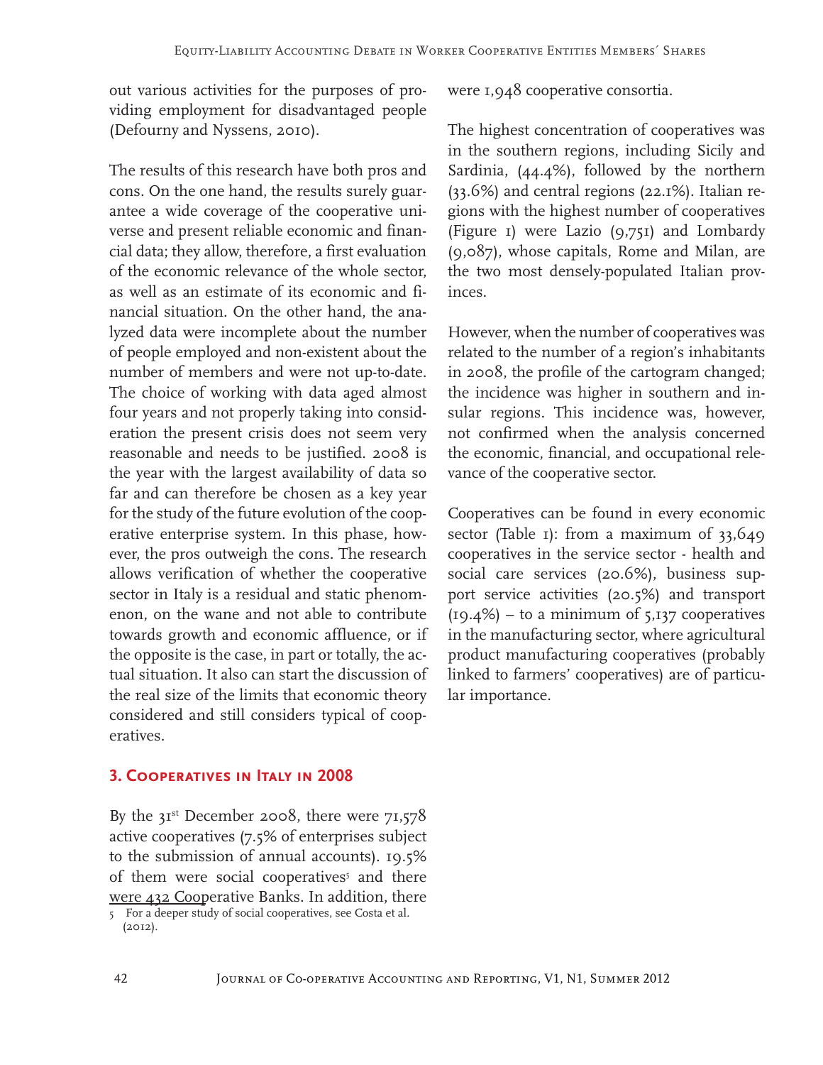out various activities for the purposes of providing employment for disadvantaged people (Defourny and Nyssens, 2010).

The results of this research have both pros and cons. On the one hand, the results surely guarantee a wide coverage of the cooperative universe and present reliable economic and financial data; they allow, therefore, a first evaluation of the economic relevance of the whole sector, as well as an estimate of its economic and financial situation. On the other hand, the analyzed data were incomplete about the number of people employed and non-existent about the number of members and were not up-to-date. The choice of working with data aged almost four years and not properly taking into consideration the present crisis does not seem very reasonable and needs to be justified. 2008 is the year with the largest availability of data so far and can therefore be chosen as a key year for the study of the future evolution of the cooperative enterprise system. In this phase, however, the pros outweigh the cons. The research allows verification of whether the cooperative sector in Italy is a residual and static phenomenon, on the wane and not able to contribute towards growth and economic affluence, or if the opposite is the case, in part or totally, the actual situation. It also can start the discussion of the real size of the limits that economic theory considered and still considers typical of cooperatives.

## 3. Cooperatives in Italy in 2008

By the 31st December 2008, there were 71,578 active cooperatives (7.5% of enterprises subject to the submission of annual accounts). 19.5% of them were social cooperatives[5] and there were 432 Cooperative Banks. In addition, there were 1,948 cooperative consortia.

The highest concentration of cooperatives was in the southern regions, including Sicily and Sardinia, (44.4%), followed by the northern (33.6%) and central regions (22.1%). Italian regions with the highest number of cooperatives (Figure 1) were Lazio (9,751) and Lombardy (9,087), whose capitals, Rome and Milan, are the two most densely-populated Italian provinces.

However, when the number of cooperatives was related to the number of a region's inhabitants in 2008, the profile of the cartogram changed; the incidence was higher in southern and insular regions. This incidence was, however, not confirmed when the analysis concerned the economic, financial, and occupational relevance of the cooperative sector.

Cooperatives can be found in every economic sector (Table 1): from a maximum of 33,649 cooperatives in the service sector - health and social care services (20.6%), business support service activities (20.5%) and transport (19.4%) – to a minimum of 5,137 cooperatives in the manufacturing sector, where agricultural product manufacturing cooperatives (probably linked to farmers' cooperatives) are of particular importance.

[5] For a deeper study of social cooperatives, see Costa et al. (2012).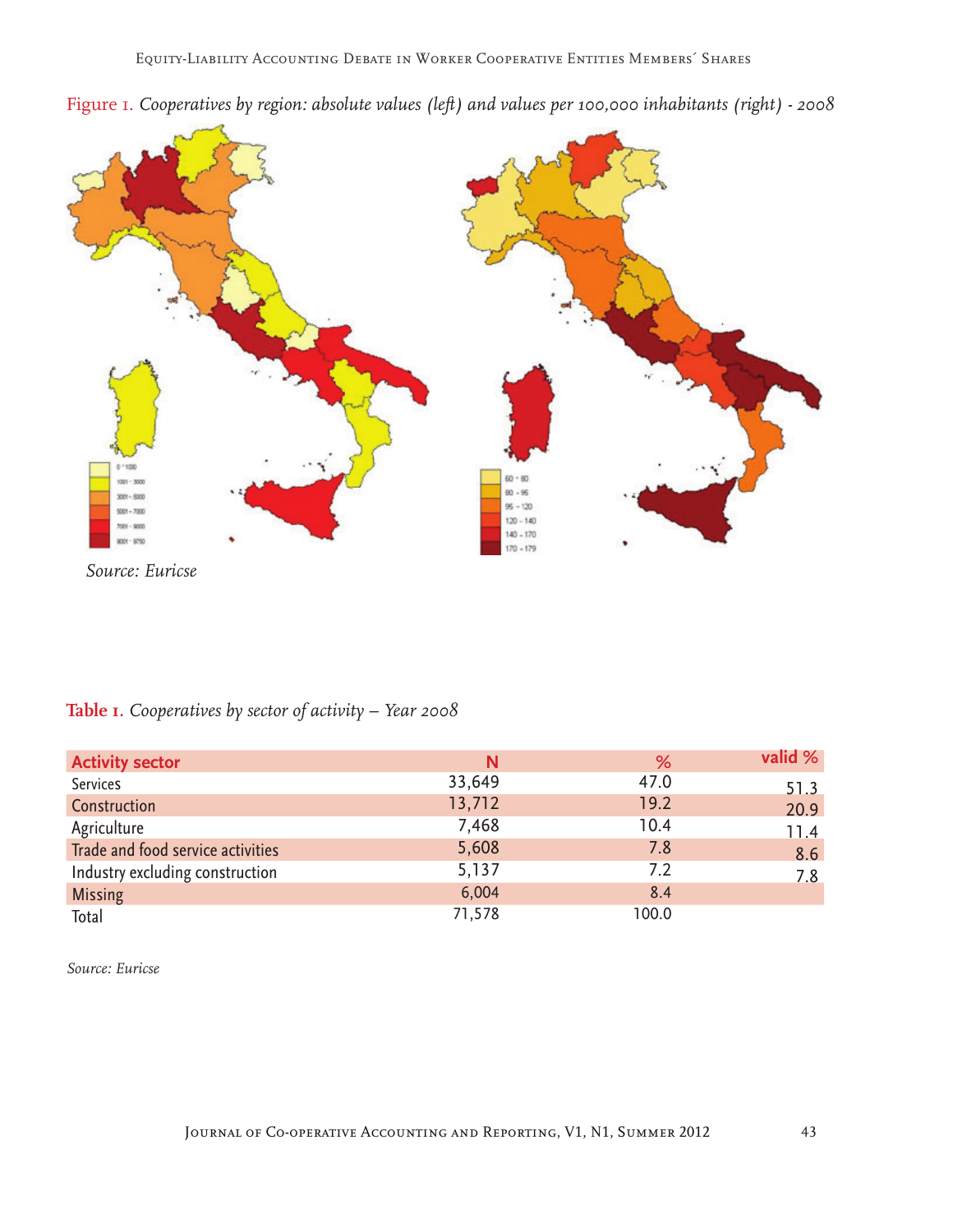Figure 1. *Cooperatives by region: absolute values (left) and values per 100,000 inhabitants (right) - 2008*

*Source: Euricse*

**Table 1.** *Cooperatives by sector of activity – Year 2008*

| Activity sector | N | % | valid % |
|---|---|---|---|
| Services | 33,649 | 47.0 | 51.3 |
| Construction | 13,712 | 19.2 | 20.9 |
| Agriculture | 7,468 | 10.4 | 11.4 |
| Trade and food service activities | 5,608 | 7.8 | 8.6 |
| Industry excluding construction | 5,137 | 7.2 | 7.8 |
| Missing | 6,004 | 8.4 | |
| Total | 71,578 | 100.0 | |

*Source: Euricse*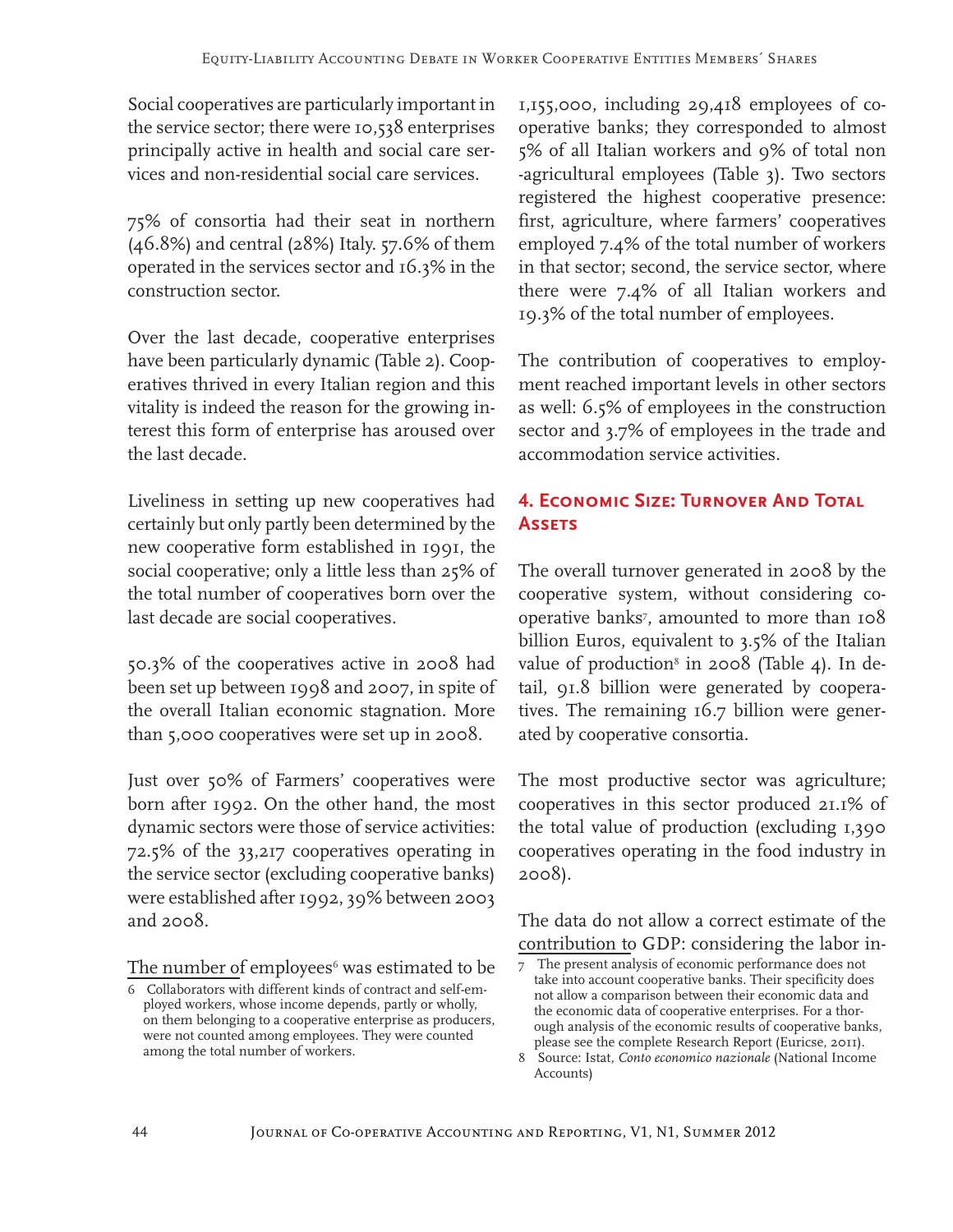Social cooperatives are particularly important in the service sector; there were 10,538 enterprises principally active in health and social care services and non-residential social care services.

75% of consortia had their seat in northern (46.8%) and central (28%) Italy. 57.6% of them operated in the services sector and 16.3% in the construction sector.

Over the last decade, cooperative enterprises have been particularly dynamic (Table 2). Cooperatives thrived in every Italian region and this vitality is indeed the reason for the growing interest this form of enterprise has aroused over the last decade.

Liveliness in setting up new cooperatives had certainly but only partly been determined by the new cooperative form established in 1991, the social cooperative; only a little less than 25% of the total number of cooperatives born over the last decade are social cooperatives.

50.3% of the cooperatives active in 2008 had been set up between 1998 and 2007, in spite of the overall Italian economic stagnation. More than 5,000 cooperatives were set up in 2008.

Just over 50% of Farmers' cooperatives were born after 1992. On the other hand, the most dynamic sectors were those of service activities: 72.5% of the 33,217 cooperatives operating in the service sector (excluding cooperative banks) were established after 1992, 39% between 2003 and 2008.

The number of employees[6] was estimated to be 1,155,000, including 29,418 employees of cooperative banks; they corresponded to almost 5% of all Italian workers and 9% of total non -agricultural employees (Table 3). Two sectors registered the highest cooperative presence: first, agriculture, where farmers' cooperatives employed 7.4% of the total number of workers in that sector; second, the service sector, where there were 7.4% of all Italian workers and 19.3% of the total number of employees.

The contribution of cooperatives to employment reached important levels in other sectors as well: 6.5% of employees in the construction sector and 3.7% of employees in the trade and accommodation service activities.

## 4. Economic Size: Turnover And Total Assets

The overall turnover generated in 2008 by the cooperative system, without considering cooperative banks[7], amounted to more than 108 billion Euros, equivalent to 3.5% of the Italian value of production[8] in 2008 (Table 4). In detail, 91.8 billion were generated by cooperatives. The remaining 16.7 billion were generated by cooperative consortia.

The most productive sector was agriculture; cooperatives in this sector produced 21.1% of the total value of production (excluding 1,390 cooperatives operating in the food industry in 2008).

The data do not allow a correct estimate of the contribution to GDP: considering the labor in-

[6] Collaborators with different kinds of contract and self-employed workers, whose income depends, partly or wholly, on them belonging to a cooperative enterprise as producers, were not counted among employees. They were counted among the total number of workers.

[7] The present analysis of economic performance does not take into account cooperative banks. Their specificity does not allow a comparison between their economic data and the economic data of cooperative enterprises. For a thorough analysis of the economic results of cooperative banks, please see the complete Research Report (Euricse, 2011).

[8] Source: Istat, *Conto economico nazionale* (National Income Accounts)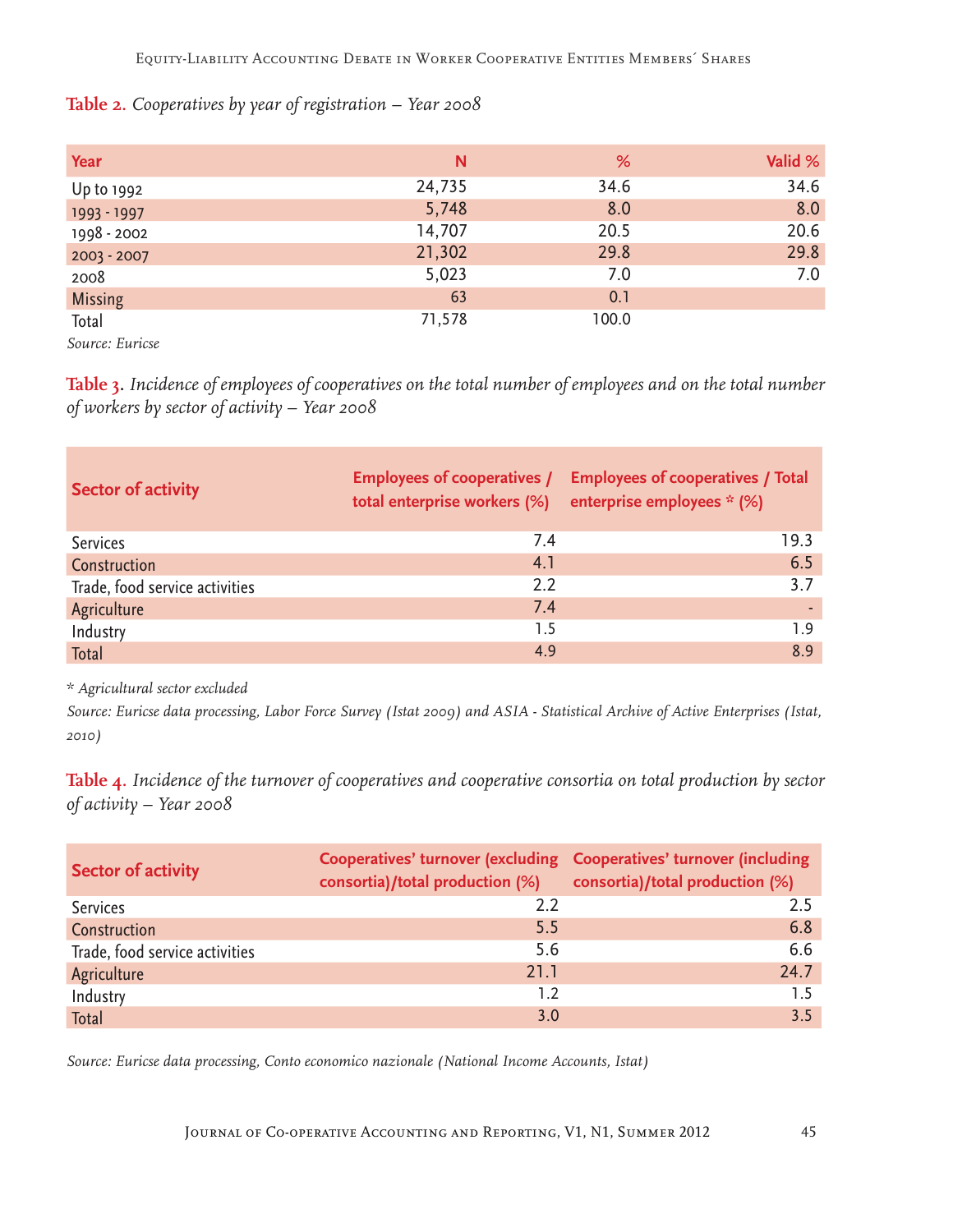**Table 2.** *Cooperatives by year of registration – Year 2008*

| Year | N | % | Valid % |
|---|---|---|---|
| Up to 1992 | 24,735 | 34.6 | 34.6 |
| 1993 - 1997 | 5,748 | 8.0 | 8.0 |
| 1998 - 2002 | 14,707 | 20.5 | 20.6 |
| 2003 - 2007 | 21,302 | 29.8 | 29.8 |
| 2008 | 5,023 | 7.0 | 7.0 |
| Missing | 63 | 0.1 | |
| Total | 71,578 | 100.0 | |

*Source: Euricse*

**Table 3.** *Incidence of employees of cooperatives on the total number of employees and on the total number of workers by sector of activity – Year 2008*

| Sector of activity | Employees of cooperatives / total enterprise workers (%) | Employees of cooperatives / Total enterprise employees * (%) |
|---|---|---|
| Services | 7.4 | 19.3 |
| Construction | 4.1 | 6.5 |
| Trade, food service activities | 2.2 | 3.7 |
| Agriculture | 7.4 | - |
| Industry | 1.5 | 1.9 |
| Total | 4.9 | 8.9 |

*\* Agricultural sector excluded*

*Source: Euricse data processing, Labor Force Survey (Istat 2009) and ASIA - Statistical Archive of Active Enterprises (Istat, 2010)*

**Table 4.** *Incidence of the turnover of cooperatives and cooperative consortia on total production by sector of activity – Year 2008*

| Sector of activity | Cooperatives' turnover (excluding consortia)/total production (%) | Cooperatives' turnover (including consortia)/total production (%) |
|---|---|---|
| Services | 2.2 | 2.5 |
| Construction | 5.5 | 6.8 |
| Trade, food service activities | 5.6 | 6.6 |
| Agriculture | 21.1 | 24.7 |
| Industry | 1.2 | 1.5 |
| Total | 3.0 | 3.5 |

*Source: Euricse data processing, Conto economico nazionale (National Income Accounts, Istat)*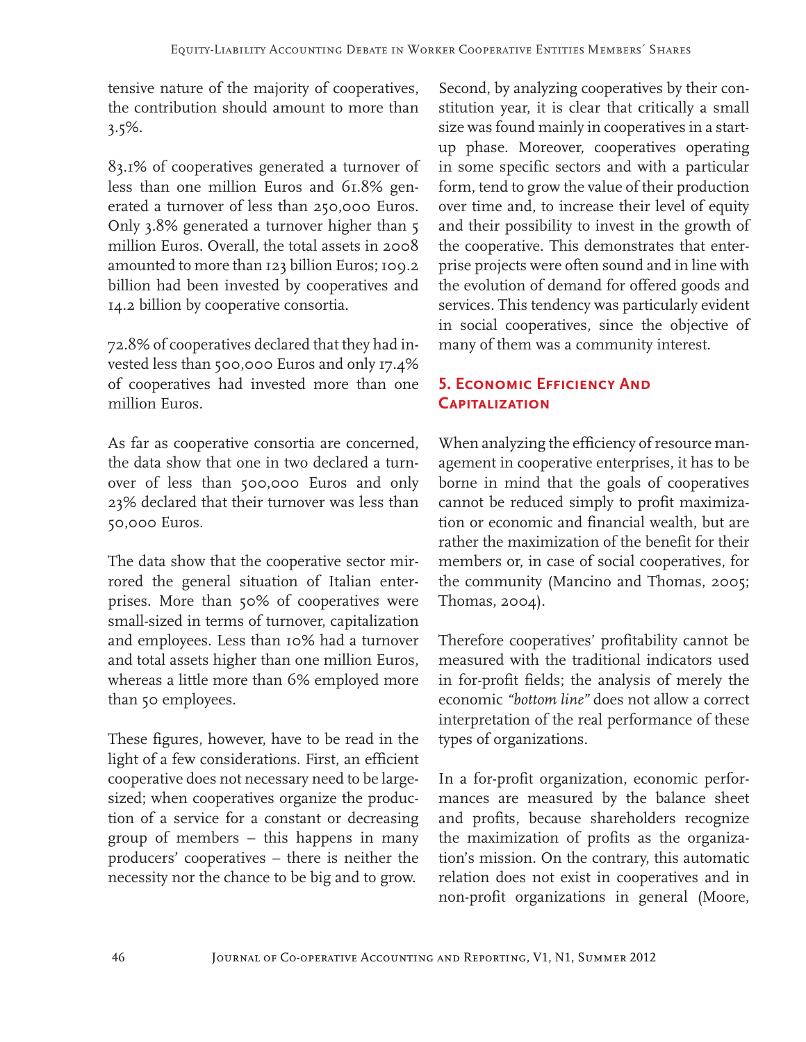tensive nature of the majority of cooperatives, the contribution should amount to more than 3.5%.

83.1% of cooperatives generated a turnover of less than one million Euros and 61.8% generated a turnover of less than 250,000 Euros. Only 3.8% generated a turnover higher than 5 million Euros. Overall, the total assets in 2008 amounted to more than 123 billion Euros; 109.2 billion had been invested by cooperatives and 14.2 billion by cooperative consortia.

72.8% of cooperatives declared that they had invested less than 500,000 Euros and only 17.4% of cooperatives had invested more than one million Euros.

As far as cooperative consortia are concerned, the data show that one in two declared a turnover of less than 500,000 Euros and only 23% declared that their turnover was less than 50,000 Euros.

The data show that the cooperative sector mirrored the general situation of Italian enterprises. More than 50% of cooperatives were small-sized in terms of turnover, capitalization and employees. Less than 10% had a turnover and total assets higher than one million Euros, whereas a little more than 6% employed more than 50 employees.

These figures, however, have to be read in the light of a few considerations. First, an efficient cooperative does not necessary need to be large-sized; when cooperatives organize the production of a service for a constant or decreasing group of members – this happens in many producers' cooperatives – there is neither the necessity nor the chance to be big and to grow.

Second, by analyzing cooperatives by their constitution year, it is clear that critically a small size was found mainly in cooperatives in a start-up phase. Moreover, cooperatives operating in some specific sectors and with a particular form, tend to grow the value of their production over time and, to increase their level of equity and their possibility to invest in the growth of the cooperative. This demonstrates that enterprise projects were often sound and in line with the evolution of demand for offered goods and services. This tendency was particularly evident in social cooperatives, since the objective of many of them was a community interest.

## 5. Economic Efficiency And Capitalization

When analyzing the efficiency of resource management in cooperative enterprises, it has to be borne in mind that the goals of cooperatives cannot be reduced simply to profit maximization or economic and financial wealth, but are rather the maximization of the benefit for their members or, in case of social cooperatives, for the community (Mancino and Thomas, 2005; Thomas, 2004).

Therefore cooperatives' profitability cannot be measured with the traditional indicators used in for-profit fields; the analysis of merely the economic *"bottom line"* does not allow a correct interpretation of the real performance of these types of organizations.

In a for-profit organization, economic performances are measured by the balance sheet and profits, because shareholders recognize the maximization of profits as the organization's mission. On the contrary, this automatic relation does not exist in cooperatives and in non-profit organizations in general (Moore,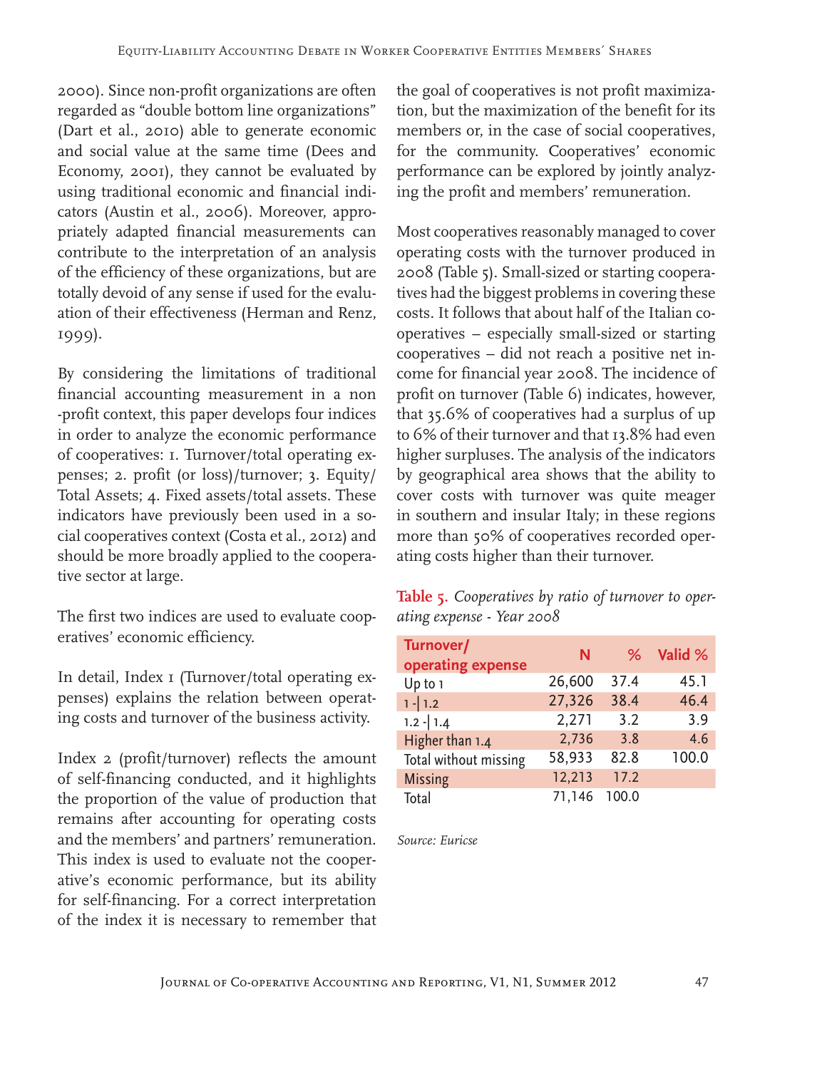2000). Since non-profit organizations are often regarded as "double bottom line organizations" (Dart et al., 2010) able to generate economic and social value at the same time (Dees and Economy, 2001), they cannot be evaluated by using traditional economic and financial indicators (Austin et al., 2006). Moreover, appropriately adapted financial measurements can contribute to the interpretation of an analysis of the efficiency of these organizations, but are totally devoid of any sense if used for the evaluation of their effectiveness (Herman and Renz, 1999).

By considering the limitations of traditional financial accounting measurement in a non -profit context, this paper develops four indices in order to analyze the economic performance of cooperatives: 1. Turnover/total operating expenses; 2. profit (or loss)/turnover; 3. Equity/Total Assets; 4. Fixed assets/total assets. These indicators have previously been used in a social cooperatives context (Costa et al., 2012) and should be more broadly applied to the cooperative sector at large.

The first two indices are used to evaluate cooperatives' economic efficiency.

In detail, Index 1 (Turnover/total operating expenses) explains the relation between operating costs and turnover of the business activity.

Index 2 (profit/turnover) reflects the amount of self-financing conducted, and it highlights the proportion of the value of production that remains after accounting for operating costs and the members' and partners' remuneration. This index is used to evaluate not the cooperative's economic performance, but its ability for self-financing. For a correct interpretation of the index it is necessary to remember that the goal of cooperatives is not profit maximization, but the maximization of the benefit for its members or, in the case of social cooperatives, for the community. Cooperatives' economic performance can be explored by jointly analyzing the profit and members' remuneration.

Most cooperatives reasonably managed to cover operating costs with the turnover produced in 2008 (Table 5). Small-sized or starting cooperatives had the biggest problems in covering these costs. It follows that about half of the Italian cooperatives – especially small-sized or starting cooperatives – did not reach a positive net income for financial year 2008. The incidence of profit on turnover (Table 6) indicates, however, that 35.6% of cooperatives had a surplus of up to 6% of their turnover and that 13.8% had even higher surpluses. The analysis of the indicators by geographical area shows that the ability to cover costs with turnover was quite meager in southern and insular Italy; in these regions more than 50% of cooperatives recorded operating costs higher than their turnover.

**Table 5.** *Cooperatives by ratio of turnover to operating expense - Year 2008*

| Turnover/ operating expense | N | % | Valid % |
|---|---|---|---|
| Up to 1 | 26,600 | 37.4 | 45.1 |
| 1 -\| 1.2 | 27,326 | 38.4 | 46.4 |
| 1.2 -\| 1.4 | 2,271 | 3.2 | 3.9 |
| Higher than 1.4 | 2,736 | 3.8 | 4.6 |
| Total without missing | 58,933 | 82.8 | 100.0 |
| Missing | 12,213 | 17.2 | |
| Total | 71,146 | 100.0 | |

*Source: Euricse*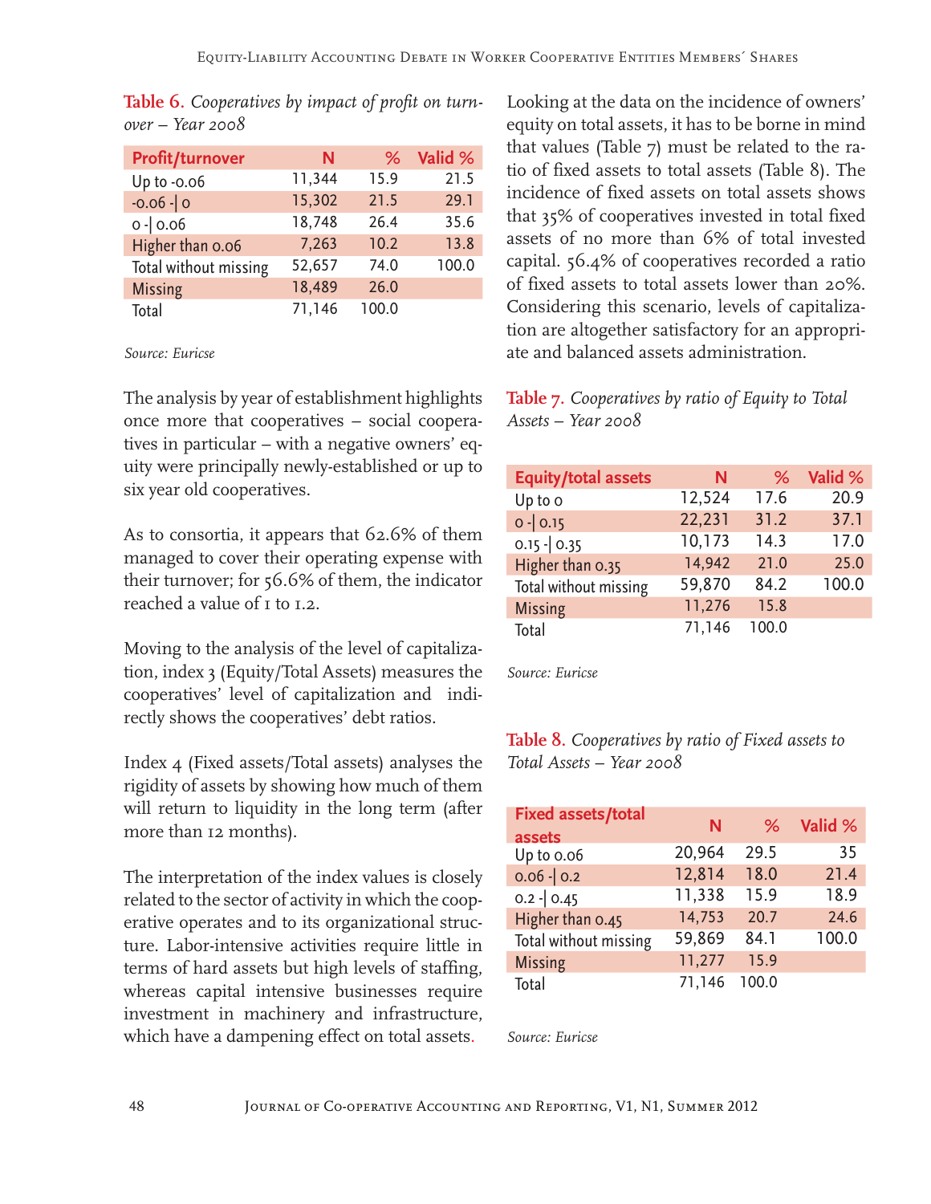**Table 6.** *Cooperatives by impact of profit on turnover – Year 2008*

| Profit/turnover | N | % | Valid % |
|---|---|---|---|
| Up to -0.06 | 11,344 | 15.9 | 21.5 |
| -0.06 -\| 0 | 15,302 | 21.5 | 29.1 |
| 0 -\| 0.06 | 18,748 | 26.4 | 35.6 |
| Higher than 0.06 | 7,263 | 10.2 | 13.8 |
| Total without missing | 52,657 | 74.0 | 100.0 |
| Missing | 18,489 | 26.0 | |
| Total | 71,146 | 100.0 | |

*Source: Euricse*

The analysis by year of establishment highlights once more that cooperatives – social cooperatives in particular – with a negative owners' equity were principally newly-established or up to six year old cooperatives.

As to consortia, it appears that 62.6% of them managed to cover their operating expense with their turnover; for 56.6% of them, the indicator reached a value of 1 to 1.2.

Moving to the analysis of the level of capitalization, index 3 (Equity/Total Assets) measures the cooperatives' level of capitalization and indirectly shows the cooperatives' debt ratios.

Index 4 (Fixed assets/Total assets) analyses the rigidity of assets by showing how much of them will return to liquidity in the long term (after more than 12 months).

The interpretation of the index values is closely related to the sector of activity in which the cooperative operates and to its organizational structure. Labor-intensive activities require little in terms of hard assets but high levels of staffing, whereas capital intensive businesses require investment in machinery and infrastructure, which have a dampening effect on total assets.

Looking at the data on the incidence of owners' equity on total assets, it has to be borne in mind that values (Table 7) must be related to the ratio of fixed assets to total assets (Table 8). The incidence of fixed assets on total assets shows that 35% of cooperatives invested in total fixed assets of no more than 6% of total invested capital. 56.4% of cooperatives recorded a ratio of fixed assets to total assets lower than 20%. Considering this scenario, levels of capitalization are altogether satisfactory for an appropriate and balanced assets administration.

**Table 7.** *Cooperatives by ratio of Equity to Total Assets – Year 2008*

| Equity/total assets | N | % | Valid % |
|---|---|---|---|
| Up to 0 | 12,524 | 17.6 | 20.9 |
| 0 -\| 0.15 | 22,231 | 31.2 | 37.1 |
| 0.15 -\| 0.35 | 10,173 | 14.3 | 17.0 |
| Higher than 0.35 | 14,942 | 21.0 | 25.0 |
| Total without missing | 59,870 | 84.2 | 100.0 |
| Missing | 11,276 | 15.8 | |
| Total | 71,146 | 100.0 | |

*Source: Euricse*

**Table 8.** *Cooperatives by ratio of Fixed assets to Total Assets – Year 2008*

| Fixed assets/total assets | N | % | Valid % |
|---|---|---|---|
| Up to 0.06 | 20,964 | 29.5 | 35 |
| 0.06 -\| 0.2 | 12,814 | 18.0 | 21.4 |
| 0.2 -\| 0.45 | 11,338 | 15.9 | 18.9 |
| Higher than 0.45 | 14,753 | 20.7 | 24.6 |
| Total without missing | 59,869 | 84.1 | 100.0 |
| Missing | 11,277 | 15.9 | |
| Total | 71,146 | 100.0 | |

*Source: Euricse*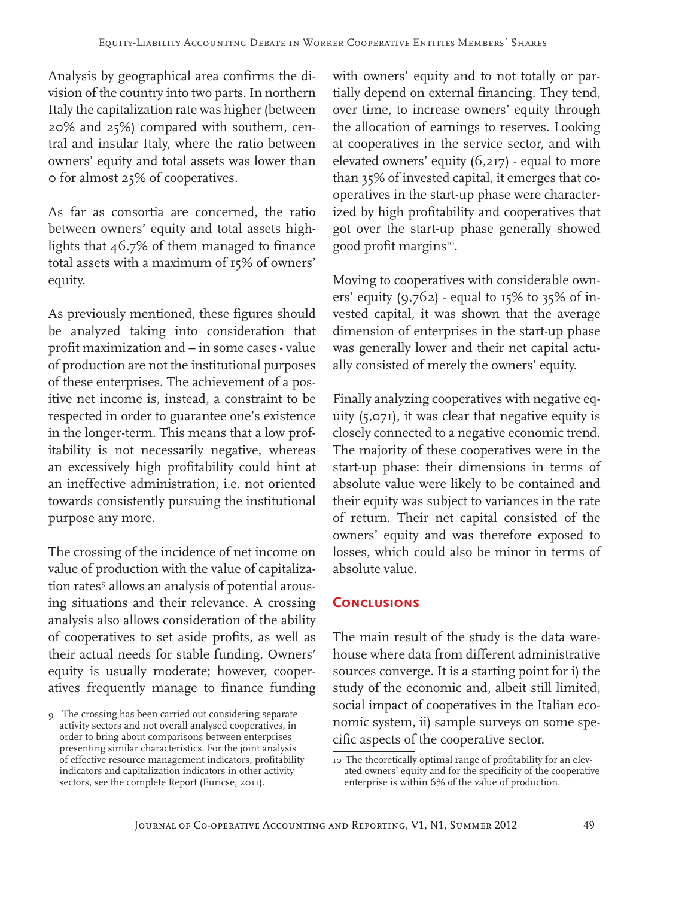Analysis by geographical area confirms the division of the country into two parts. In northern Italy the capitalization rate was higher (between 20% and 25%) compared with southern, central and insular Italy, where the ratio between owners' equity and total assets was lower than 0 for almost 25% of cooperatives.

As far as consortia are concerned, the ratio between owners' equity and total assets highlights that 46.7% of them managed to finance total assets with a maximum of 15% of owners' equity.

As previously mentioned, these figures should be analyzed taking into consideration that profit maximization and – in some cases - value of production are not the institutional purposes of these enterprises. The achievement of a positive net income is, instead, a constraint to be respected in order to guarantee one's existence in the longer-term. This means that a low profitability is not necessarily negative, whereas an excessively high profitability could hint at an ineffective administration, i.e. not oriented towards consistently pursuing the institutional purpose any more.

The crossing of the incidence of net income on value of production with the value of capitalization rates[9] allows an analysis of potential arousing situations and their relevance. A crossing analysis also allows consideration of the ability of cooperatives to set aside profits, as well as their actual needs for stable funding. Owners' equity is usually moderate; however, cooperatives frequently manage to finance funding with owners' equity and to not totally or partially depend on external financing. They tend, over time, to increase owners' equity through the allocation of earnings to reserves. Looking at cooperatives in the service sector, and with elevated owners' equity (6,217) - equal to more than 35% of invested capital, it emerges that cooperatives in the start-up phase were characterized by high profitability and cooperatives that got over the start-up phase generally showed good profit margins[10].

Moving to cooperatives with considerable owners' equity (9,762) - equal to 15% to 35% of invested capital, it was shown that the average dimension of enterprises in the start-up phase was generally lower and their net capital actually consisted of merely the owners' equity.

Finally analyzing cooperatives with negative equity (5,071), it was clear that negative equity is closely connected to a negative economic trend. The majority of these cooperatives were in the start-up phase: their dimensions in terms of absolute value were likely to be contained and their equity was subject to variances in the rate of return. Their net capital consisted of the owners' equity and was therefore exposed to losses, which could also be minor in terms of absolute value.

## Conclusions

The main result of the study is the data warehouse where data from different administrative sources converge. It is a starting point for i) the study of the economic and, albeit still limited, social impact of cooperatives in the Italian economic system, ii) sample surveys on some specific aspects of the cooperative sector.

---

9 The crossing has been carried out considering separate activity sectors and not overall analysed cooperatives, in order to bring about comparisons between enterprises presenting similar characteristics. For the joint analysis of effective resource management indicators, profitability indicators and capitalization indicators in other activity sectors, see the complete Report (Euricse, 2011).

10 The theoretically optimal range of profitability for an elevated owners' equity and for the specificity of the cooperative enterprise is within 6% of the value of production.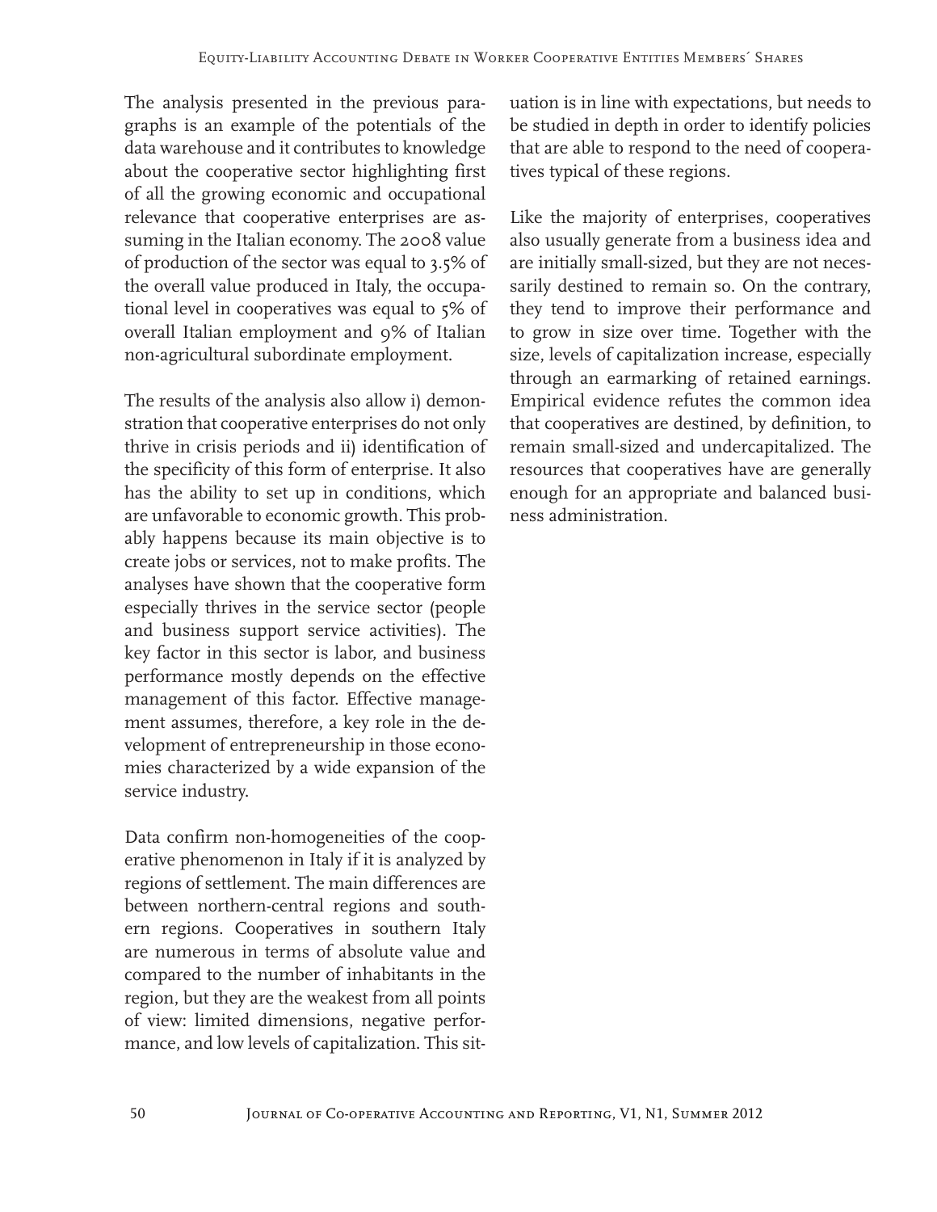The analysis presented in the previous paragraphs is an example of the potentials of the data warehouse and it contributes to knowledge about the cooperative sector highlighting first of all the growing economic and occupational relevance that cooperative enterprises are assuming in the Italian economy. The 2008 value of production of the sector was equal to 3.5% of the overall value produced in Italy, the occupational level in cooperatives was equal to 5% of overall Italian employment and 9% of Italian non-agricultural subordinate employment.

The results of the analysis also allow i) demonstration that cooperative enterprises do not only thrive in crisis periods and ii) identification of the specificity of this form of enterprise. It also has the ability to set up in conditions, which are unfavorable to economic growth. This probably happens because its main objective is to create jobs or services, not to make profits. The analyses have shown that the cooperative form especially thrives in the service sector (people and business support service activities). The key factor in this sector is labor, and business performance mostly depends on the effective management of this factor. Effective management assumes, therefore, a key role in the development of entrepreneurship in those economies characterized by a wide expansion of the service industry.

Data confirm non-homogeneities of the cooperative phenomenon in Italy if it is analyzed by regions of settlement. The main differences are between northern-central regions and southern regions. Cooperatives in southern Italy are numerous in terms of absolute value and compared to the number of inhabitants in the region, but they are the weakest from all points of view: limited dimensions, negative performance, and low levels of capitalization. This situation is in line with expectations, but needs to be studied in depth in order to identify policies that are able to respond to the need of cooperatives typical of these regions.

Like the majority of enterprises, cooperatives also usually generate from a business idea and are initially small-sized, but they are not necessarily destined to remain so. On the contrary, they tend to improve their performance and to grow in size over time. Together with the size, levels of capitalization increase, especially through an earmarking of retained earnings. Empirical evidence refutes the common idea that cooperatives are destined, by definition, to remain small-sized and undercapitalized. The resources that cooperatives have are generally enough for an appropriate and balanced business administration.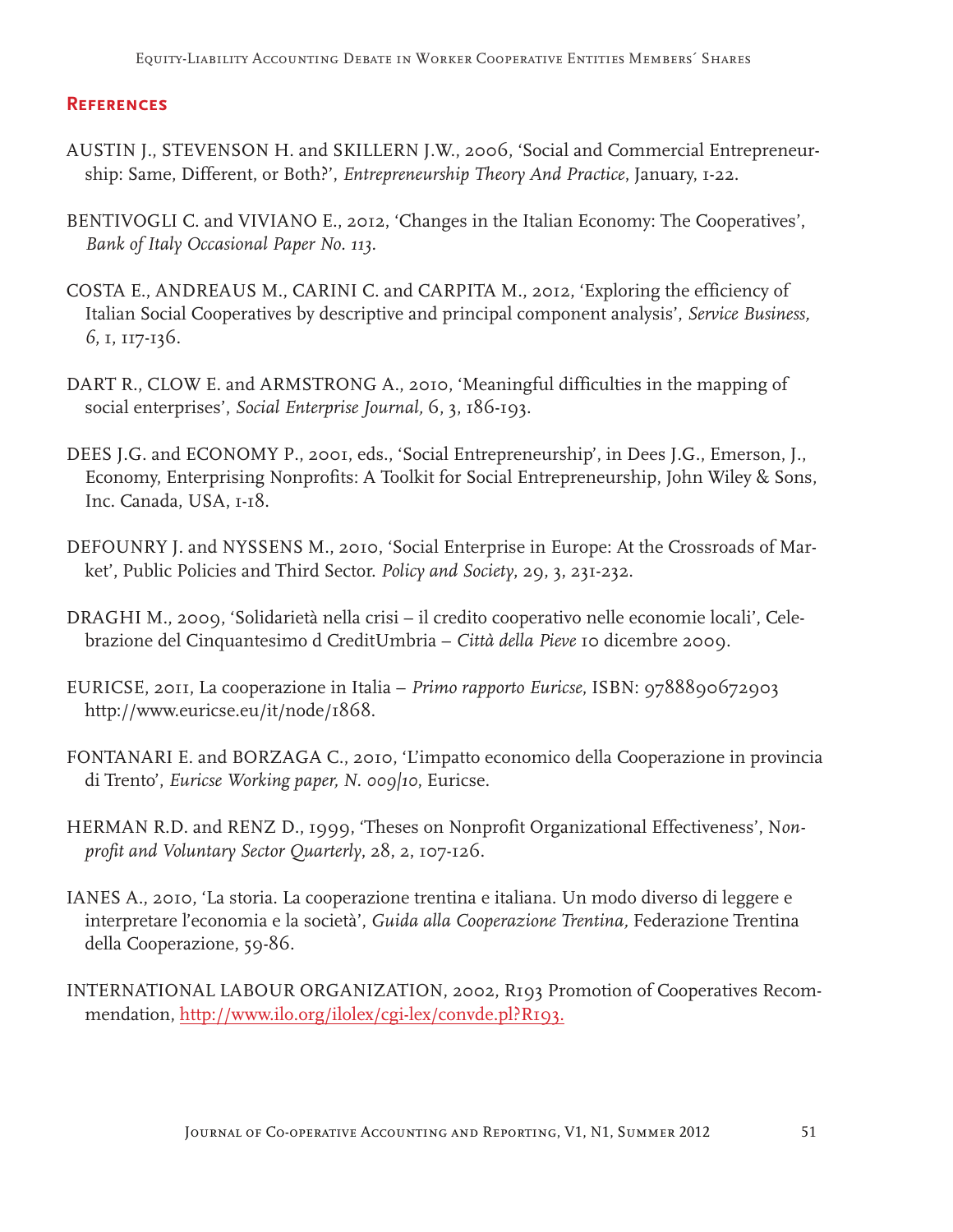## References

AUSTIN J., STEVENSON H. and SKILLERN J.W., 2006, 'Social and Commercial Entrepreneurship: Same, Different, or Both?', *Entrepreneurship Theory And Practice*, January, 1-22.

BENTIVOGLI C. and VIVIANO E., 2012, 'Changes in the Italian Economy: The Cooperatives', *Bank of Italy Occasional Paper No. 113.*

COSTA E., ANDREAUS M., CARINI C. and CARPITA M., 2012, 'Exploring the efficiency of Italian Social Cooperatives by descriptive and principal component analysis', *Service Business, 6*, 1, 117-136.

DART R., CLOW E. and ARMSTRONG A., 2010, 'Meaningful difficulties in the mapping of social enterprises', *Social Enterprise Journal,* 6, 3, 186-193.

DEES J.G. and ECONOMY P., 2001, eds., 'Social Entrepreneurship', in Dees J.G., Emerson, J., Economy, Enterprising Nonprofits: A Toolkit for Social Entrepreneurship, John Wiley & Sons, Inc. Canada, USA, 1-18.

DEFOUNRY J. and NYSSENS M., 2010, 'Social Enterprise in Europe: At the Crossroads of Market', Public Policies and Third Sector. *Policy and Society*, 29, 3, 231-232.

DRAGHI M., 2009, 'Solidarietà nella crisi – il credito cooperativo nelle economie locali', Celebrazione del Cinquantesimo d CreditUmbria – *Città della Pieve* 10 dicembre 2009.

EURICSE, 2011, La cooperazione in Italia – *Primo rapporto Euricse*, ISBN: 9788890672903 http://www.euricse.eu/it/node/1868.

FONTANARI E. and BORZAGA C., 2010, 'L'impatto economico della Cooperazione in provincia di Trento', *Euricse Working paper, N. 009/10*, Euricse.

HERMAN R.D. and RENZ D., 1999, 'Theses on Nonprofit Organizational Effectiveness', N*onprofit and Voluntary Sector Quarterly*, 28, 2, 107-126.

IANES A., 2010, 'La storia. La cooperazione trentina e italiana. Un modo diverso di leggere e interpretare l'economia e la società', *Guida alla Cooperazione Trentina,* Federazione Trentina della Cooperazione, 59-86.

INTERNATIONAL LABOUR ORGANIZATION, 2002, R193 Promotion of Cooperatives Recommendation, http://www.ilo.org/ilolex/cgi-lex/convde.pl?R193.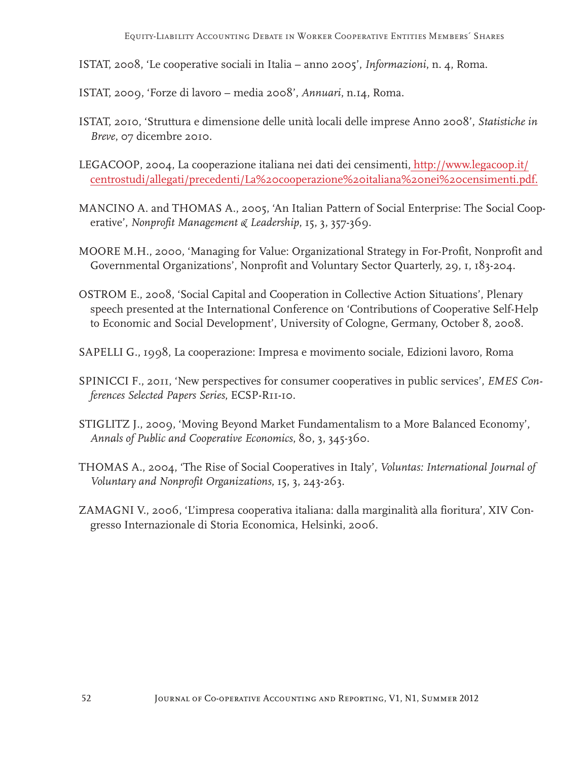ISTAT, 2008, 'Le cooperative sociali in Italia – anno 2005', *Informazioni*, n. 4, Roma.

ISTAT, 2009, 'Forze di lavoro – media 2008', *Annuari*, n.14, Roma.

ISTAT, 2010, 'Struttura e dimensione delle unità locali delle imprese Anno 2008', *Statistiche in Breve*, 07 dicembre 2010.

LEGACOOP, 2004, La cooperazione italiana nei dati dei censimenti, http://www.legacoop.it/centrostudi/allegati/precedenti/La%20cooperazione%20italiana%20nei%20censimenti.pdf.

MANCINO A. and THOMAS A., 2005, 'An Italian Pattern of Social Enterprise: The Social Cooperative', *Nonprofit Management & Leadership*, 15, 3, 357-369.

MOORE M.H., 2000, 'Managing for Value: Organizational Strategy in For-Profit, Nonprofit and Governmental Organizations', Nonprofit and Voluntary Sector Quarterly, 29, 1, 183-204.

OSTROM E., 2008, 'Social Capital and Cooperation in Collective Action Situations', Plenary speech presented at the International Conference on 'Contributions of Cooperative Self-Help to Economic and Social Development', University of Cologne, Germany, October 8, 2008.

SAPELLI G., 1998, La cooperazione: Impresa e movimento sociale, Edizioni lavoro, Roma

SPINICCI F., 2011, 'New perspectives for consumer cooperatives in public services', *EMES Conferences Selected Papers Series*, ECSP-R11-10.

STIGLITZ J., 2009, 'Moving Beyond Market Fundamentalism to a More Balanced Economy', *Annals of Public and Cooperative Economics*, 80, 3, 345-360.

THOMAS A., 2004, 'The Rise of Social Cooperatives in Italy', *Voluntas: International Journal of Voluntary and Nonprofit Organizations*, 15, 3, 243-263.

ZAMAGNI V., 2006, 'L'impresa cooperativa italiana: dalla marginalità alla fioritura', XIV Congresso Internazionale di Storia Economica, Helsinki, 2006.